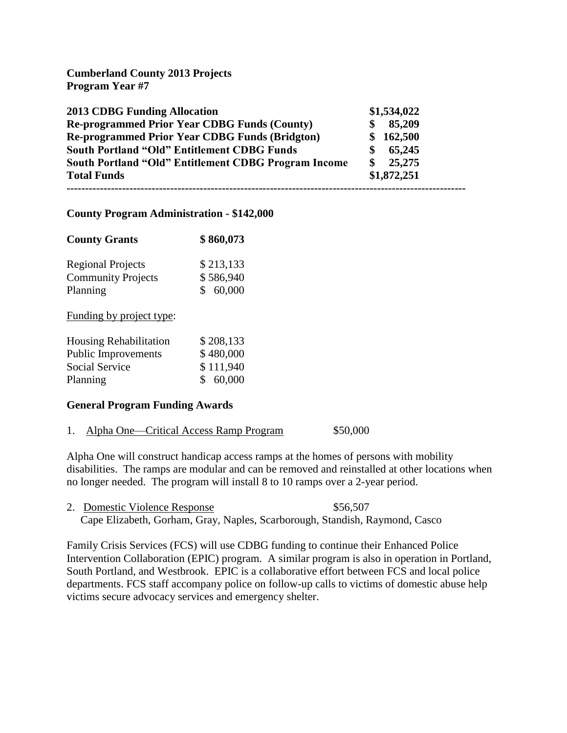**Cumberland County 2013 Projects**
**Program Year #7**

| | |
|---|---|
| **2013 CDBG Funding Allocation** | **$1,534,022** |
| **Re-programmed Prior Year CDBG Funds (County)** | **$ 85,209** |
| **Re-programmed Prior Year CDBG Funds (Bridgton)** | **$ 162,500** |
| **South Portland "Old" Entitlement CDBG Funds** | **$ 65,245** |
| **South Portland "Old" Entitlement CDBG Program Income** | **$ 25,275** |
| **Total Funds** | **$1,872,251** |

---

**County Program Administration - $142,000**

| **County Grants** | **$ 860,073** |
|---|---|
| Regional Projects | $ 213,133 |
| Community Projects | $ 586,940 |
| Planning | $ 60,000 |

Funding by project type:

| | |
|---|---|
| Housing Rehabilitation | $ 208,133 |
| Public Improvements | $ 480,000 |
| Social Service | $ 111,940 |
| Planning | $ 60,000 |

**General Program Funding Awards**

1. Alpha One—Critical Access Ramp Program $50,000

Alpha One will construct handicap access ramps at the homes of persons with mobility disabilities. The ramps are modular and can be removed and reinstalled at other locations when no longer needed. The program will install 8 to 10 ramps over a 2-year period.

2. Domestic Violence Response $56,507
   Cape Elizabeth, Gorham, Gray, Naples, Scarborough, Standish, Raymond, Casco

Family Crisis Services (FCS) will use CDBG funding to continue their Enhanced Police Intervention Collaboration (EPIC) program. A similar program is also in operation in Portland, South Portland, and Westbrook. EPIC is a collaborative effort between FCS and local police departments. FCS staff accompany police on follow-up calls to victims of domestic abuse help victims secure advocacy services and emergency shelter.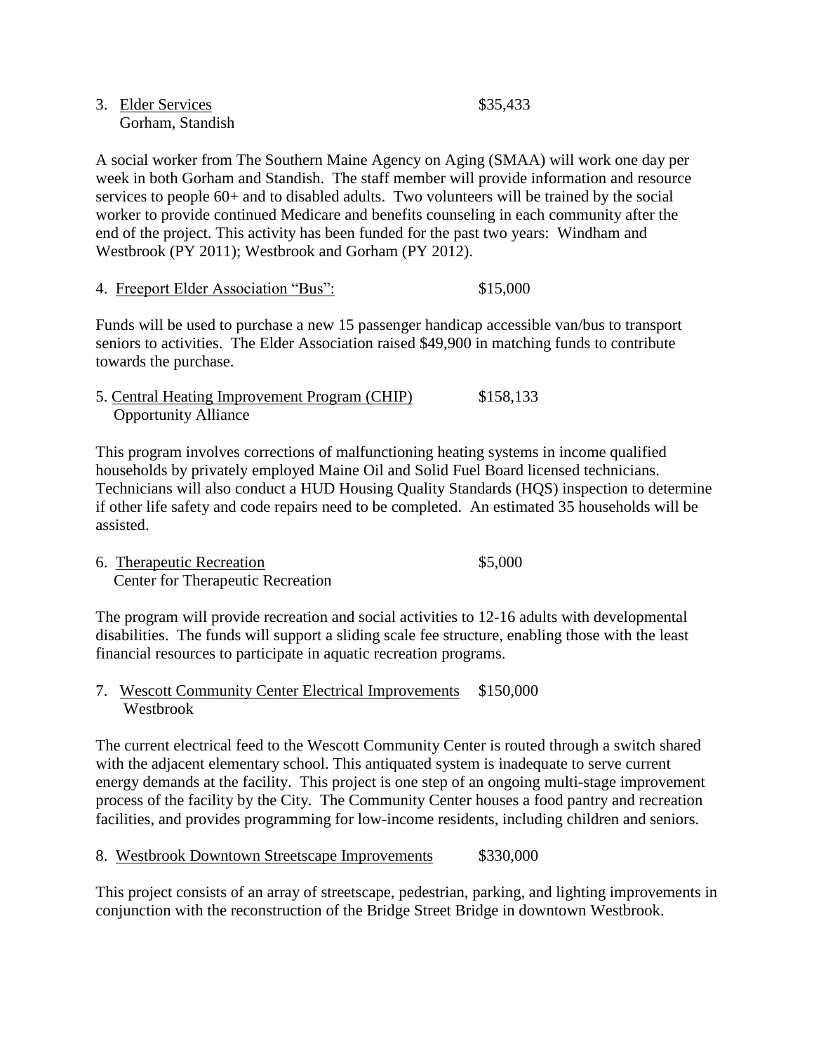3. <u>Elder Services</u> $35,433
   Gorham, Standish

A social worker from The Southern Maine Agency on Aging (SMAA) will work one day per week in both Gorham and Standish. The staff member will provide information and resource services to people 60+ and to disabled adults. Two volunteers will be trained by the social worker to provide continued Medicare and benefits counseling in each community after the end of the project. This activity has been funded for the past two years: Windham and Westbrook (PY 2011); Westbrook and Gorham (PY 2012).

4. <u>Freeport Elder Association "Bus":</u> $15,000

Funds will be used to purchase a new 15 passenger handicap accessible van/bus to transport seniors to activities. The Elder Association raised $49,900 in matching funds to contribute towards the purchase.

5. <u>Central Heating Improvement Program (CHIP)</u> $158,133
   Opportunity Alliance

This program involves corrections of malfunctioning heating systems in income qualified households by privately employed Maine Oil and Solid Fuel Board licensed technicians. Technicians will also conduct a HUD Housing Quality Standards (HQS) inspection to determine if other life safety and code repairs need to be completed. An estimated 35 households will be assisted.

6. <u>Therapeutic Recreation</u> $5,000
   Center for Therapeutic Recreation

The program will provide recreation and social activities to 12-16 adults with developmental disabilities. The funds will support a sliding scale fee structure, enabling those with the least financial resources to participate in aquatic recreation programs.

7. <u>Wescott Community Center Electrical Improvements</u> $150,000
   Westbrook

The current electrical feed to the Wescott Community Center is routed through a switch shared with the adjacent elementary school. This antiquated system is inadequate to serve current energy demands at the facility. This project is one step of an ongoing multi-stage improvement process of the facility by the City. The Community Center houses a food pantry and recreation facilities, and provides programming for low-income residents, including children and seniors.

8. <u>Westbrook Downtown Streetscape Improvements</u> $330,000

This project consists of an array of streetscape, pedestrian, parking, and lighting improvements in conjunction with the reconstruction of the Bridge Street Bridge in downtown Westbrook.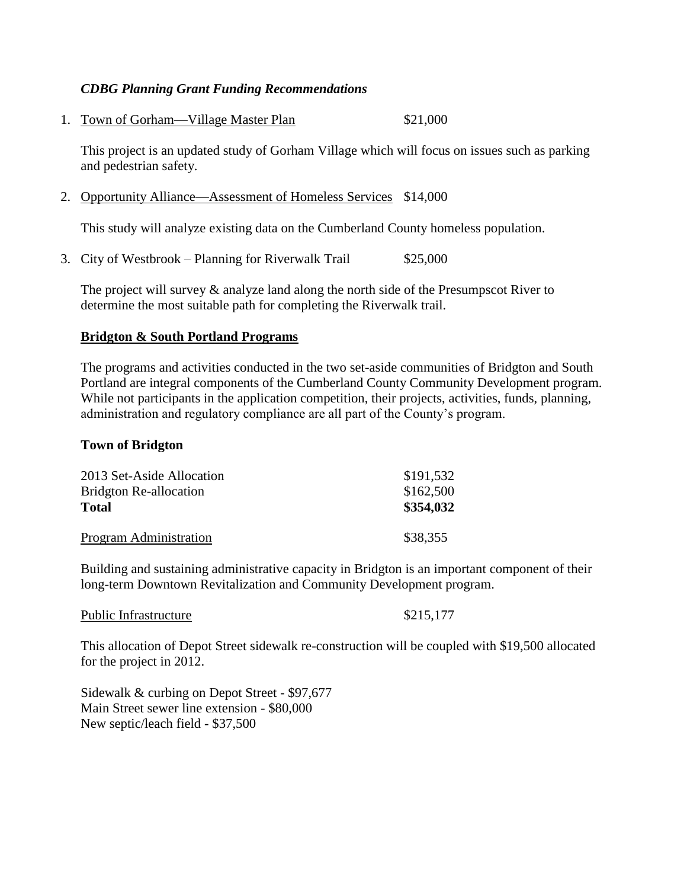### *CDBG Planning Grant Funding Recommendations*

1. Town of Gorham—Village Master Plan $21,000

   This project is an updated study of Gorham Village which will focus on issues such as parking and pedestrian safety.

2. Opportunity Alliance—Assessment of Homeless Services $14,000

   This study will analyze existing data on the Cumberland County homeless population.

3. City of Westbrook – Planning for Riverwalk Trail $25,000

   The project will survey & analyze land along the north side of the Presumpscot River to determine the most suitable path for completing the Riverwalk trail.

## Bridgton & South Portland Programs

The programs and activities conducted in the two set-aside communities of Bridgton and South Portland are integral components of the Cumberland County Community Development program. While not participants in the application competition, their projects, activities, funds, planning, administration and regulatory compliance are all part of the County's program.

### Town of Bridgton

| | |
|---|---|
| 2013 Set-Aside Allocation | $191,532 |
| Bridgton Re-allocation | $162,500 |
| **Total** | **$354,032** |

Program Administration $38,355

Building and sustaining administrative capacity in Bridgton is an important component of their long-term Downtown Revitalization and Community Development program.

Public Infrastructure $215,177

This allocation of Depot Street sidewalk re-construction will be coupled with $19,500 allocated for the project in 2012.

Sidewalk & curbing on Depot Street - $97,677
Main Street sewer line extension - $80,000
New septic/leach field - $37,500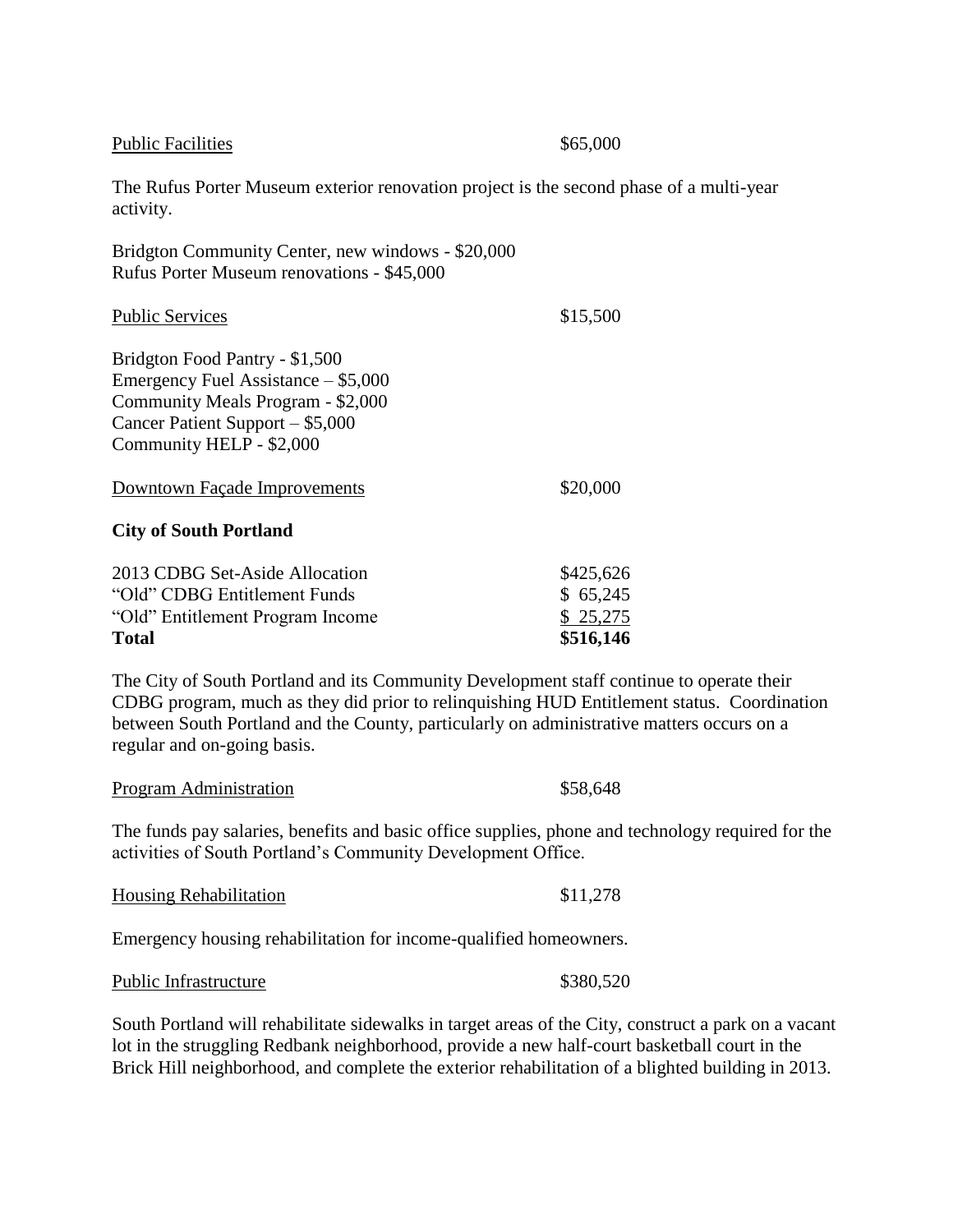Public Facilities $65,000

The Rufus Porter Museum exterior renovation project is the second phase of a multi-year activity.

Bridgton Community Center, new windows - $20,000
Rufus Porter Museum renovations - $45,000

Public Services $15,500

Bridgton Food Pantry - $1,500
Emergency Fuel Assistance – $5,000
Community Meals Program - $2,000
Cancer Patient Support – $5,000
Community HELP - $2,000

Downtown Façade Improvements $20,000

**City of South Portland**

| | |
|---|---|
| 2013 CDBG Set-Aside Allocation | $425,626 |
| "Old" CDBG Entitlement Funds | $ 65,245 |
| "Old" Entitlement Program Income | $ 25,275 |
| **Total** | **$516,146** |

The City of South Portland and its Community Development staff continue to operate their CDBG program, much as they did prior to relinquishing HUD Entitlement status. Coordination between South Portland and the County, particularly on administrative matters occurs on a regular and on-going basis.

Program Administration $58,648

The funds pay salaries, benefits and basic office supplies, phone and technology required for the activities of South Portland's Community Development Office.

Housing Rehabilitation $11,278

Emergency housing rehabilitation for income-qualified homeowners.

Public Infrastructure $380,520

South Portland will rehabilitate sidewalks in target areas of the City, construct a park on a vacant lot in the struggling Redbank neighborhood, provide a new half-court basketball court in the Brick Hill neighborhood, and complete the exterior rehabilitation of a blighted building in 2013.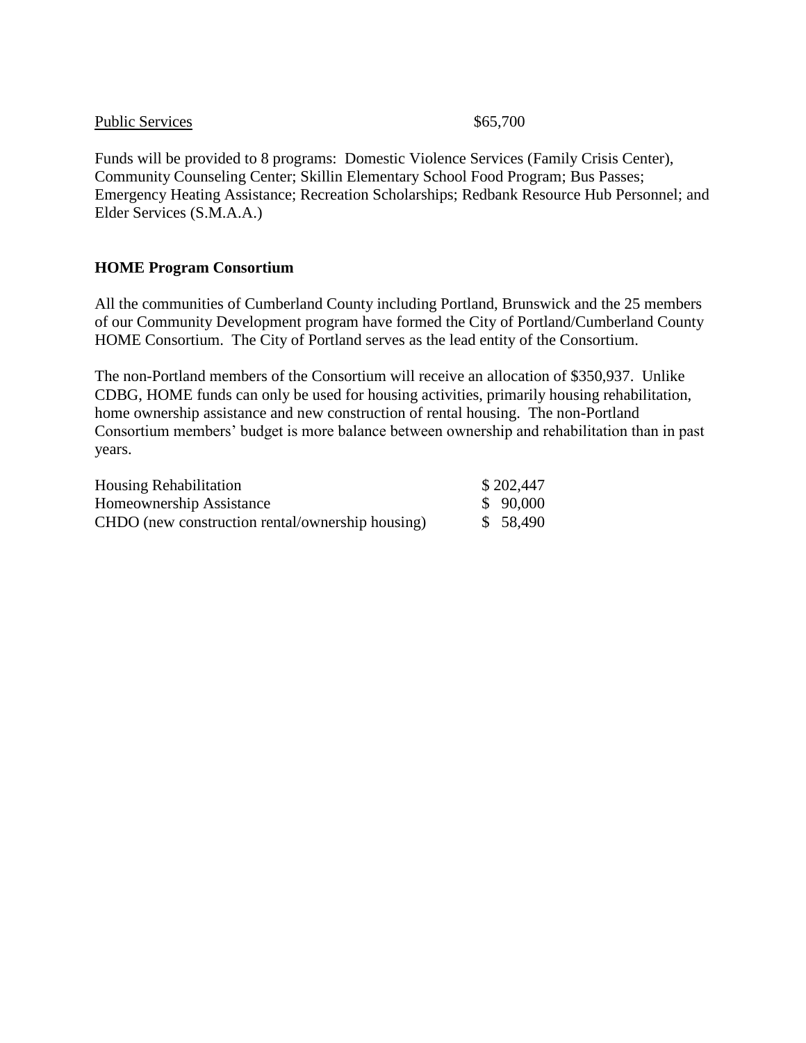Public Services $65,700

Funds will be provided to 8 programs: Domestic Violence Services (Family Crisis Center), Community Counseling Center; Skillin Elementary School Food Program; Bus Passes; Emergency Heating Assistance; Recreation Scholarships; Redbank Resource Hub Personnel; and Elder Services (S.M.A.A.)

**HOME Program Consortium**

All the communities of Cumberland County including Portland, Brunswick and the 25 members of our Community Development program have formed the City of Portland/Cumberland County HOME Consortium. The City of Portland serves as the lead entity of the Consortium.

The non-Portland members of the Consortium will receive an allocation of $350,937. Unlike CDBG, HOME funds can only be used for housing activities, primarily housing rehabilitation, home ownership assistance and new construction of rental housing. The non-Portland Consortium members' budget is more balance between ownership and rehabilitation than in past years.

| | |
|---|---|
| Housing Rehabilitation | $ 202,447 |
| Homeownership Assistance | $ 90,000 |
| CHDO (new construction rental/ownership housing) | $ 58,490 |